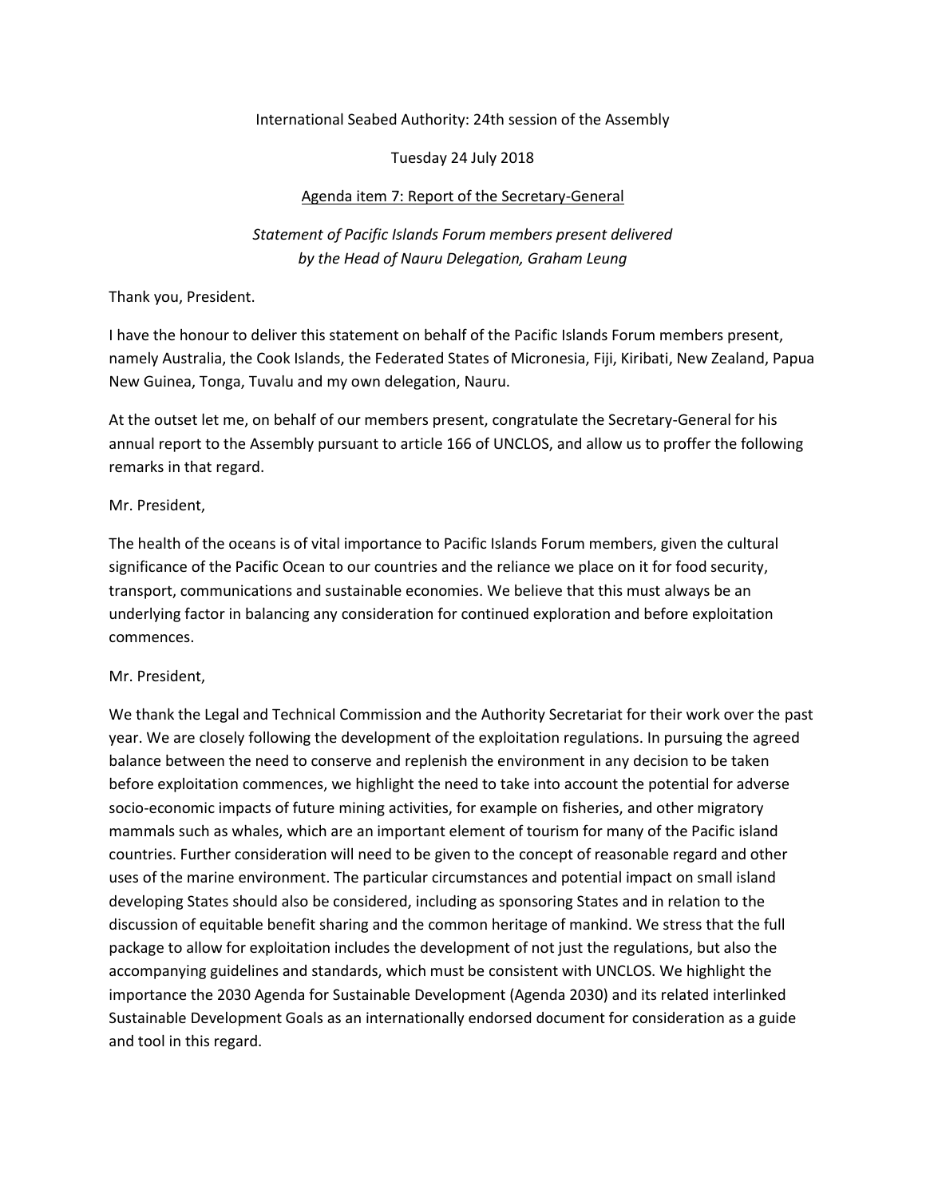International Seabed Authority: 24th session of the Assembly

Tuesday 24 July 2018

Agenda item 7: Report of the Secretary-General

*Statement of Pacific Islands Forum members present delivered by the Head of Nauru Delegation, Graham Leung*

Thank you, President.

I have the honour to deliver this statement on behalf of the Pacific Islands Forum members present, namely Australia, the Cook Islands, the Federated States of Micronesia, Fiji, Kiribati, New Zealand, Papua New Guinea, Tonga, Tuvalu and my own delegation, Nauru.

At the outset let me, on behalf of our members present, congratulate the Secretary-General for his annual report to the Assembly pursuant to article 166 of UNCLOS, and allow us to proffer the following remarks in that regard.

Mr. President,

The health of the oceans is of vital importance to Pacific Islands Forum members, given the cultural significance of the Pacific Ocean to our countries and the reliance we place on it for food security, transport, communications and sustainable economies. We believe that this must always be an underlying factor in balancing any consideration for continued exploration and before exploitation commences.

Mr. President,

We thank the Legal and Technical Commission and the Authority Secretariat for their work over the past year. We are closely following the development of the exploitation regulations. In pursuing the agreed balance between the need to conserve and replenish the environment in any decision to be taken before exploitation commences, we highlight the need to take into account the potential for adverse socio-economic impacts of future mining activities, for example on fisheries, and other migratory mammals such as whales, which are an important element of tourism for many of the Pacific island countries. Further consideration will need to be given to the concept of reasonable regard and other uses of the marine environment. The particular circumstances and potential impact on small island developing States should also be considered, including as sponsoring States and in relation to the discussion of equitable benefit sharing and the common heritage of mankind. We stress that the full package to allow for exploitation includes the development of not just the regulations, but also the accompanying guidelines and standards, which must be consistent with UNCLOS. We highlight the importance the 2030 Agenda for Sustainable Development (Agenda 2030) and its related interlinked Sustainable Development Goals as an internationally endorsed document for consideration as a guide and tool in this regard.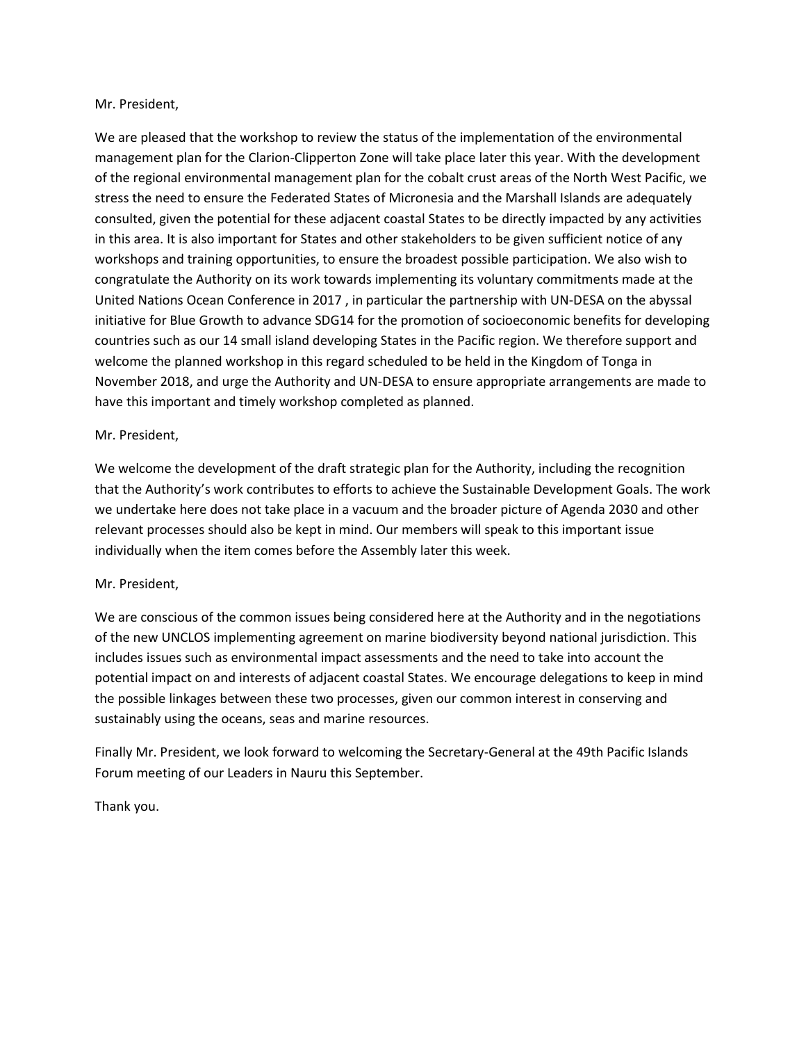Mr. President,

We are pleased that the workshop to review the status of the implementation of the environmental management plan for the Clarion-Clipperton Zone will take place later this year. With the development of the regional environmental management plan for the cobalt crust areas of the North West Pacific, we stress the need to ensure the Federated States of Micronesia and the Marshall Islands are adequately consulted, given the potential for these adjacent coastal States to be directly impacted by any activities in this area. It is also important for States and other stakeholders to be given sufficient notice of any workshops and training opportunities, to ensure the broadest possible participation. We also wish to congratulate the Authority on its work towards implementing its voluntary commitments made at the United Nations Ocean Conference in 2017 , in particular the partnership with UN-DESA on the abyssal initiative for Blue Growth to advance SDG14 for the promotion of socioeconomic benefits for developing countries such as our 14 small island developing States in the Pacific region. We therefore support and welcome the planned workshop in this regard scheduled to be held in the Kingdom of Tonga in November 2018, and urge the Authority and UN-DESA to ensure appropriate arrangements are made to have this important and timely workshop completed as planned.

Mr. President,

We welcome the development of the draft strategic plan for the Authority, including the recognition that the Authority's work contributes to efforts to achieve the Sustainable Development Goals. The work we undertake here does not take place in a vacuum and the broader picture of Agenda 2030 and other relevant processes should also be kept in mind. Our members will speak to this important issue individually when the item comes before the Assembly later this week.

Mr. President,

We are conscious of the common issues being considered here at the Authority and in the negotiations of the new UNCLOS implementing agreement on marine biodiversity beyond national jurisdiction. This includes issues such as environmental impact assessments and the need to take into account the potential impact on and interests of adjacent coastal States. We encourage delegations to keep in mind the possible linkages between these two processes, given our common interest in conserving and sustainably using the oceans, seas and marine resources.

Finally Mr. President, we look forward to welcoming the Secretary-General at the 49th Pacific Islands Forum meeting of our Leaders in Nauru this September.

Thank you.